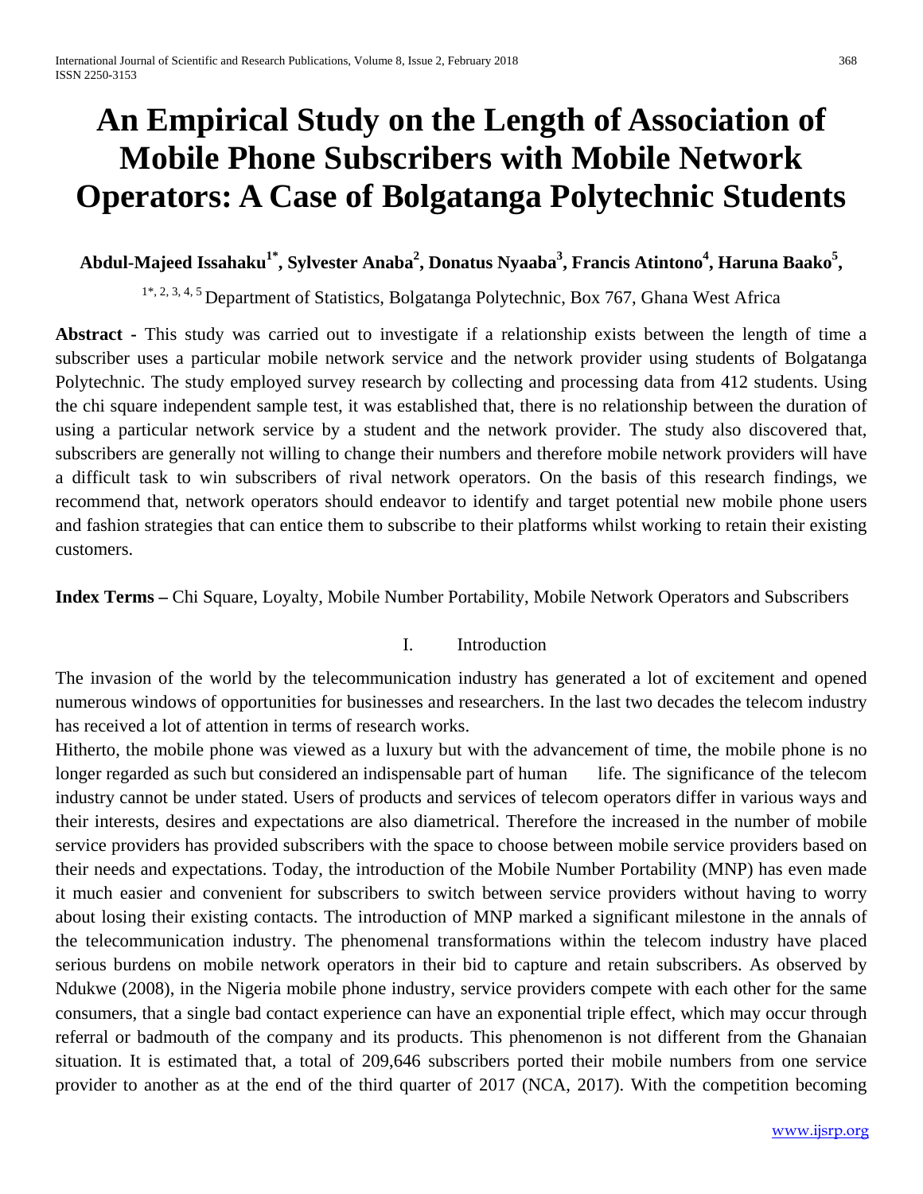# An Empirical Study on the Length of Association of Mobile Phone Subscribers with Mobile Network Operators: A Case of Bolgatanga Polytechnic Students

**Abdul-Majeed Issahaku[1*], Sylvester Anaba[2], Donatus Nyaaba[3], Francis Atintono[4], Haruna Baako[5],**

[1*, 2, 3, 4, 5] Department of Statistics, Bolgatanga Polytechnic, Box 767, Ghana West Africa

**Abstract -** This study was carried out to investigate if a relationship exists between the length of time a subscriber uses a particular mobile network service and the network provider using students of Bolgatanga Polytechnic. The study employed survey research by collecting and processing data from 412 students. Using the chi square independent sample test, it was established that, there is no relationship between the duration of using a particular network service by a student and the network provider. The study also discovered that, subscribers are generally not willing to change their numbers and therefore mobile network providers will have a difficult task to win subscribers of rival network operators. On the basis of this research findings, we recommend that, network operators should endeavor to identify and target potential new mobile phone users and fashion strategies that can entice them to subscribe to their platforms whilst working to retain their existing customers.

**Index Terms –** Chi Square, Loyalty, Mobile Number Portability, Mobile Network Operators and Subscribers

## I. Introduction

The invasion of the world by the telecommunication industry has generated a lot of excitement and opened numerous windows of opportunities for businesses and researchers. In the last two decades the telecom industry has received a lot of attention in terms of research works.

Hitherto, the mobile phone was viewed as a luxury but with the advancement of time, the mobile phone is no longer regarded as such but considered an indispensable part of human life. The significance of the telecom industry cannot be under stated. Users of products and services of telecom operators differ in various ways and their interests, desires and expectations are also diametrical. Therefore the increased in the number of mobile service providers has provided subscribers with the space to choose between mobile service providers based on their needs and expectations. Today, the introduction of the Mobile Number Portability (MNP) has even made it much easier and convenient for subscribers to switch between service providers without having to worry about losing their existing contacts. The introduction of MNP marked a significant milestone in the annals of the telecommunication industry. The phenomenal transformations within the telecom industry have placed serious burdens on mobile network operators in their bid to capture and retain subscribers. As observed by Ndukwe (2008), in the Nigeria mobile phone industry, service providers compete with each other for the same consumers, that a single bad contact experience can have an exponential triple effect, which may occur through referral or badmouth of the company and its products. This phenomenon is not different from the Ghanaian situation. It is estimated that, a total of 209,646 subscribers ported their mobile numbers from one service provider to another as at the end of the third quarter of 2017 (NCA, 2017). With the competition becoming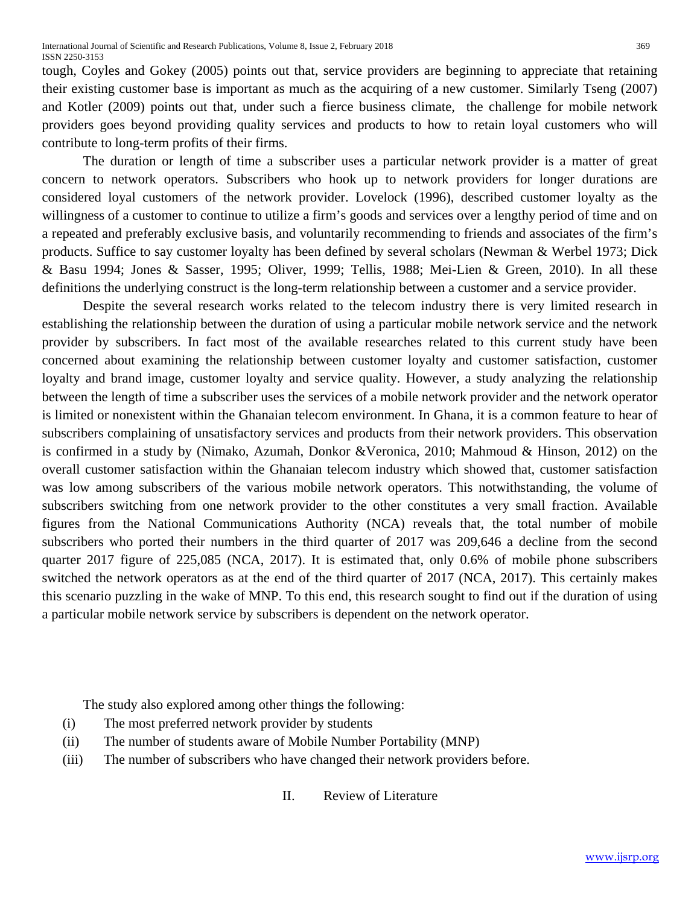tough, Coyles and Gokey (2005) points out that, service providers are beginning to appreciate that retaining their existing customer base is important as much as the acquiring of a new customer. Similarly Tseng (2007) and Kotler (2009) points out that, under such a fierce business climate, the challenge for mobile network providers goes beyond providing quality services and products to how to retain loyal customers who will contribute to long-term profits of their firms.

The duration or length of time a subscriber uses a particular network provider is a matter of great concern to network operators. Subscribers who hook up to network providers for longer durations are considered loyal customers of the network provider. Lovelock (1996), described customer loyalty as the willingness of a customer to continue to utilize a firm's goods and services over a lengthy period of time and on a repeated and preferably exclusive basis, and voluntarily recommending to friends and associates of the firm's products. Suffice to say customer loyalty has been defined by several scholars (Newman & Werbel 1973; Dick & Basu 1994; Jones & Sasser, 1995; Oliver, 1999; Tellis, 1988; Mei-Lien & Green, 2010). In all these definitions the underlying construct is the long-term relationship between a customer and a service provider.

Despite the several research works related to the telecom industry there is very limited research in establishing the relationship between the duration of using a particular mobile network service and the network provider by subscribers. In fact most of the available researches related to this current study have been concerned about examining the relationship between customer loyalty and customer satisfaction, customer loyalty and brand image, customer loyalty and service quality. However, a study analyzing the relationship between the length of time a subscriber uses the services of a mobile network provider and the network operator is limited or nonexistent within the Ghanaian telecom environment. In Ghana, it is a common feature to hear of subscribers complaining of unsatisfactory services and products from their network providers. This observation is confirmed in a study by (Nimako, Azumah, Donkor &Veronica, 2010; Mahmoud & Hinson, 2012) on the overall customer satisfaction within the Ghanaian telecom industry which showed that, customer satisfaction was low among subscribers of the various mobile network operators. This notwithstanding, the volume of subscribers switching from one network provider to the other constitutes a very small fraction. Available figures from the National Communications Authority (NCA) reveals that, the total number of mobile subscribers who ported their numbers in the third quarter of 2017 was 209,646 a decline from the second quarter 2017 figure of 225,085 (NCA, 2017). It is estimated that, only 0.6% of mobile phone subscribers switched the network operators as at the end of the third quarter of 2017 (NCA, 2017). This certainly makes this scenario puzzling in the wake of MNP. To this end, this research sought to find out if the duration of using a particular mobile network service by subscribers is dependent on the network operator.

The study also explored among other things the following:

(i) The most preferred network provider by students
(ii) The number of students aware of Mobile Number Portability (MNP)
(iii) The number of subscribers who have changed their network providers before.

## II. Review of Literature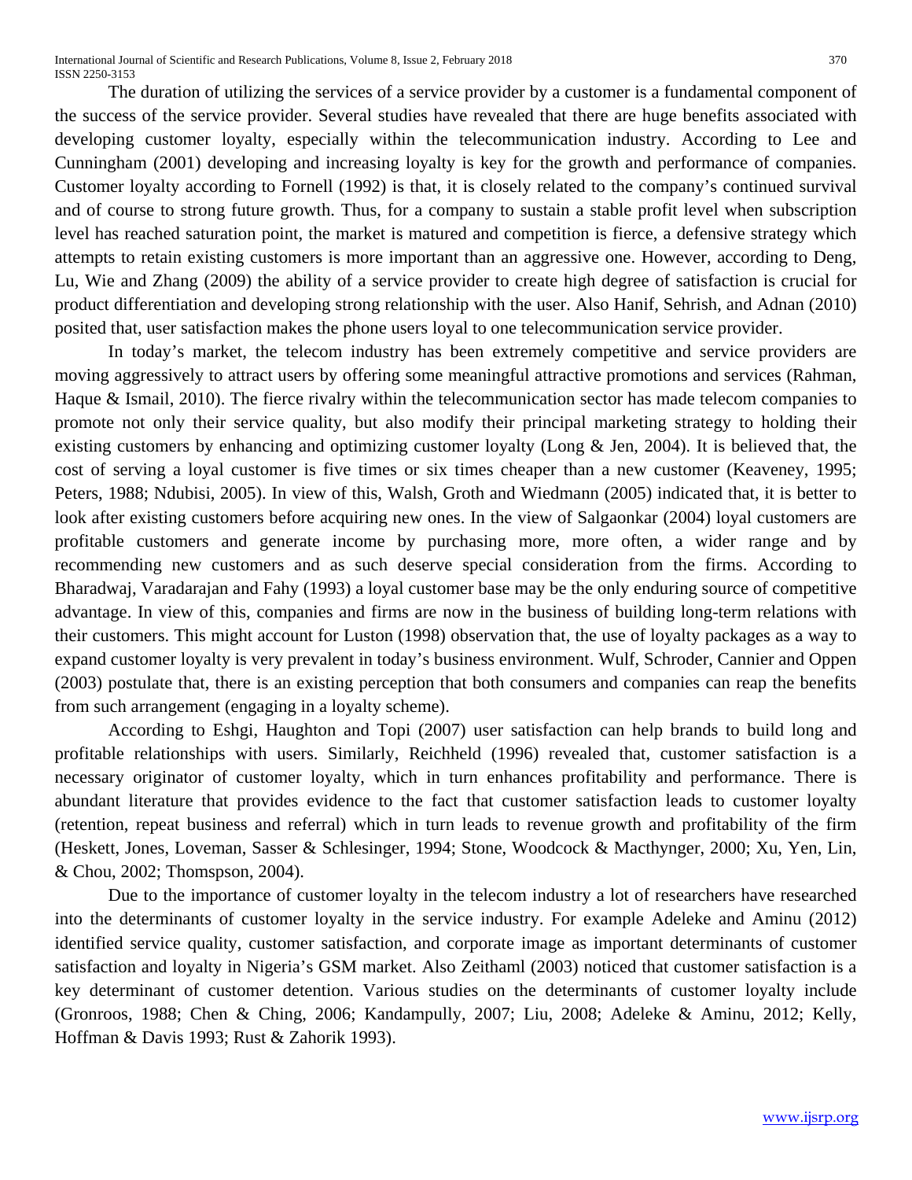The duration of utilizing the services of a service provider by a customer is a fundamental component of the success of the service provider. Several studies have revealed that there are huge benefits associated with developing customer loyalty, especially within the telecommunication industry. According to Lee and Cunningham (2001) developing and increasing loyalty is key for the growth and performance of companies. Customer loyalty according to Fornell (1992) is that, it is closely related to the company's continued survival and of course to strong future growth. Thus, for a company to sustain a stable profit level when subscription level has reached saturation point, the market is matured and competition is fierce, a defensive strategy which attempts to retain existing customers is more important than an aggressive one. However, according to Deng, Lu, Wie and Zhang (2009) the ability of a service provider to create high degree of satisfaction is crucial for product differentiation and developing strong relationship with the user. Also Hanif, Sehrish, and Adnan (2010) posited that, user satisfaction makes the phone users loyal to one telecommunication service provider.

In today's market, the telecom industry has been extremely competitive and service providers are moving aggressively to attract users by offering some meaningful attractive promotions and services (Rahman, Haque & Ismail, 2010). The fierce rivalry within the telecommunication sector has made telecom companies to promote not only their service quality, but also modify their principal marketing strategy to holding their existing customers by enhancing and optimizing customer loyalty (Long & Jen, 2004). It is believed that, the cost of serving a loyal customer is five times or six times cheaper than a new customer (Keaveney, 1995; Peters, 1988; Ndubisi, 2005). In view of this, Walsh, Groth and Wiedmann (2005) indicated that, it is better to look after existing customers before acquiring new ones. In the view of Salgaonkar (2004) loyal customers are profitable customers and generate income by purchasing more, more often, a wider range and by recommending new customers and as such deserve special consideration from the firms. According to Bharadwaj, Varadarajan and Fahy (1993) a loyal customer base may be the only enduring source of competitive advantage. In view of this, companies and firms are now in the business of building long-term relations with their customers. This might account for Luston (1998) observation that, the use of loyalty packages as a way to expand customer loyalty is very prevalent in today's business environment. Wulf, Schroder, Cannier and Oppen (2003) postulate that, there is an existing perception that both consumers and companies can reap the benefits from such arrangement (engaging in a loyalty scheme).

According to Eshgi, Haughton and Topi (2007) user satisfaction can help brands to build long and profitable relationships with users. Similarly, Reichheld (1996) revealed that, customer satisfaction is a necessary originator of customer loyalty, which in turn enhances profitability and performance. There is abundant literature that provides evidence to the fact that customer satisfaction leads to customer loyalty (retention, repeat business and referral) which in turn leads to revenue growth and profitability of the firm (Heskett, Jones, Loveman, Sasser & Schlesinger, 1994; Stone, Woodcock & Macthynger, 2000; Xu, Yen, Lin, & Chou, 2002; Thomspson, 2004).

Due to the importance of customer loyalty in the telecom industry a lot of researchers have researched into the determinants of customer loyalty in the service industry. For example Adeleke and Aminu (2012) identified service quality, customer satisfaction, and corporate image as important determinants of customer satisfaction and loyalty in Nigeria's GSM market. Also Zeithaml (2003) noticed that customer satisfaction is a key determinant of customer detention. Various studies on the determinants of customer loyalty include (Gronroos, 1988; Chen & Ching, 2006; Kandampully, 2007; Liu, 2008; Adeleke & Aminu, 2012; Kelly, Hoffman & Davis 1993; Rust & Zahorik 1993).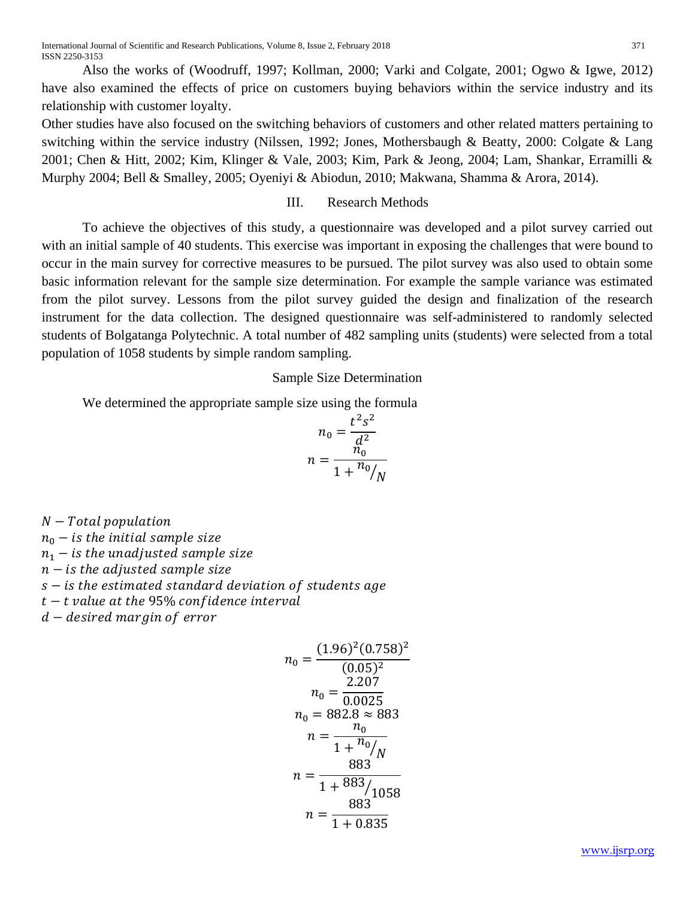Also the works of (Woodruff, 1997; Kollman, 2000; Varki and Colgate, 2001; Ogwo & Igwe, 2012) have also examined the effects of price on customers buying behaviors within the service industry and its relationship with customer loyalty.

Other studies have also focused on the switching behaviors of customers and other related matters pertaining to switching within the service industry (Nilssen, 1992; Jones, Mothersbaugh & Beatty, 2000: Colgate & Lang 2001; Chen & Hitt, 2002; Kim, Klinger & Vale, 2003; Kim, Park & Jeong, 2004; Lam, Shankar, Erramilli & Murphy 2004; Bell & Smalley, 2005; Oyeniyi & Abiodun, 2010; Makwana, Shamma & Arora, 2014).

## III. Research Methods

To achieve the objectives of this study, a questionnaire was developed and a pilot survey carried out with an initial sample of 40 students. This exercise was important in exposing the challenges that were bound to occur in the main survey for corrective measures to be pursued. The pilot survey was also used to obtain some basic information relevant for the sample size determination. For example the sample variance was estimated from the pilot survey. Lessons from the pilot survey guided the design and finalization of the research instrument for the data collection. The designed questionnaire was self-administered to randomly selected students of Bolgatanga Polytechnic. A total number of 482 sampling units (students) were selected from a total population of 1058 students by simple random sampling.

### Sample Size Determination

We determined the appropriate sample size using the formula

$$n_0 = \frac{t^2 s^2}{d^2}$$

$$n = \frac{n_0}{1 + {n_0}/{N}}$$

$N - Total\ population$

$n_0 - is\ the\ initial\ sample\ size$

$n_1 - is\ the\ unadjusted\ sample\ size$

$n - is\ the\ adjusted\ sample\ size$

$s - is\ the\ estimated\ standard\ deviation\ of\ students\ age$

$t - t\ value\ at\ the\ 95\%\ confidence\ interval$

$d - desired\ margin\ of\ error$

$$n_0 = \frac{(1.96)^2(0.758)^2}{(0.05)^2}$$

$$n_0 = \frac{2.207}{0.0025}$$

$$n_0 = 882.8 \approx 883$$

$$n = \frac{n_0}{1 + {n_0}/{N}}$$

$$n = \frac{883}{1 + {883}/{1058}}$$

$$n = \frac{883}{1 + 0.835}$$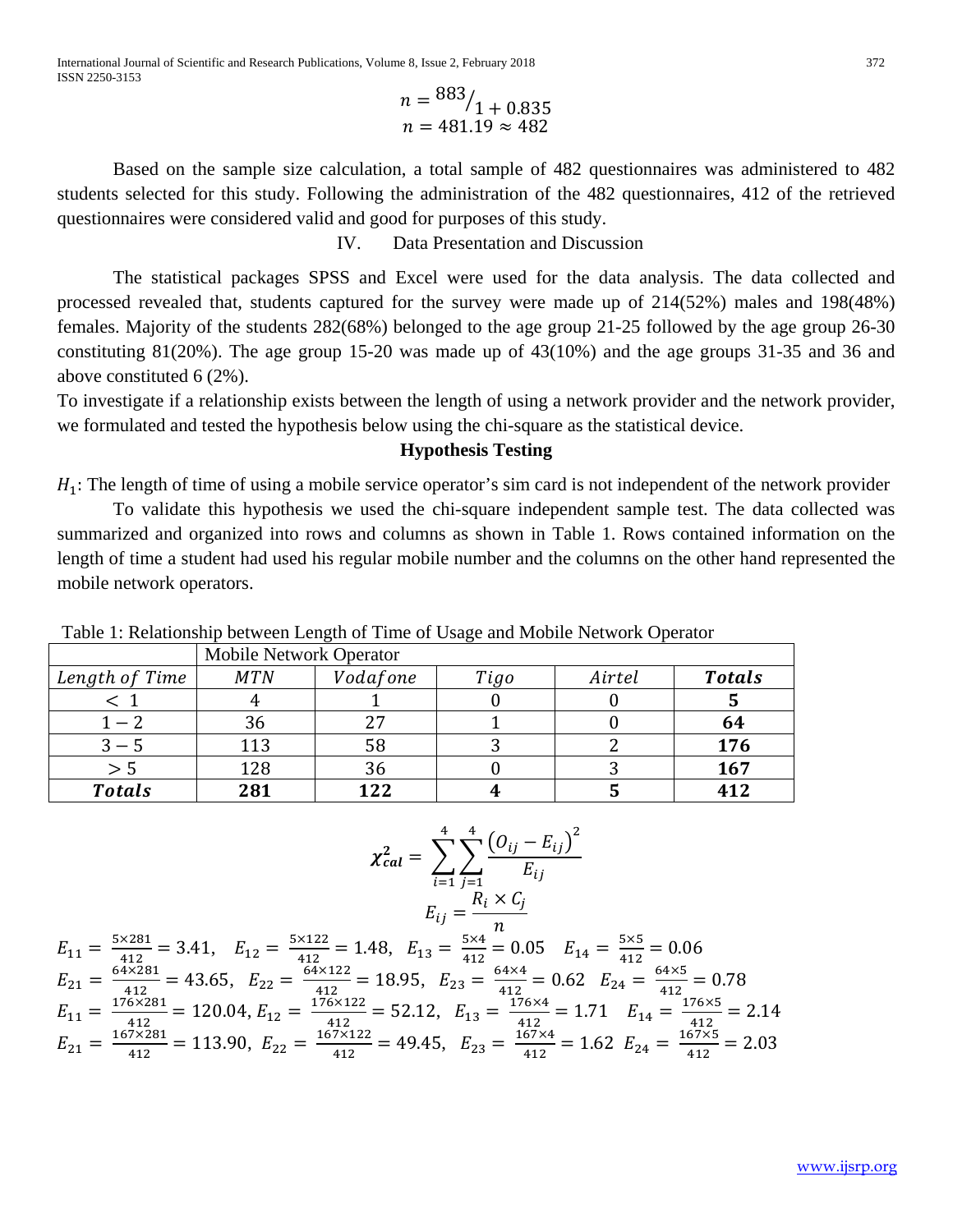$$n = {}^{883}/_{1 + 0.835}$$
$$n = 481.19 \approx 482$$

Based on the sample size calculation, a total sample of 482 questionnaires was administered to 482 students selected for this study. Following the administration of the 482 questionnaires, 412 of the retrieved questionnaires were considered valid and good for purposes of this study.

## IV. Data Presentation and Discussion

The statistical packages SPSS and Excel were used for the data analysis. The data collected and processed revealed that, students captured for the survey were made up of 214(52%) males and 198(48%) females. Majority of the students 282(68%) belonged to the age group 21-25 followed by the age group 26-30 constituting 81(20%). The age group 15-20 was made up of 43(10%) and the age groups 31-35 and 36 and above constituted 6 (2%).

To investigate if a relationship exists between the length of using a network provider and the network provider, we formulated and tested the hypothesis below using the chi-square as the statistical device.

### Hypothesis Testing

$H_1$: The length of time of using a mobile service operator's sim card is not independent of the network provider

To validate this hypothesis we used the chi-square independent sample test. The data collected was summarized and organized into rows and columns as shown in Table 1. Rows contained information on the length of time a student had used his regular mobile number and the columns on the other hand represented the mobile network operators.

Table 1: Relationship between Length of Time of Usage and Mobile Network Operator

| | Mobile Network Operator | | | | |
|---|---|---|---|---|---|
| *Length of Time* | *MTN* | *Vodafone* | *Tigo* | *Airtel* | ***Totals*** |
| $< 1$ | 4 | 1 | 0 | 0 | **5** |
| $1 - 2$ | 36 | 27 | 1 | 0 | **64** |
| $3 - 5$ | 113 | 58 | 3 | 2 | **176** |
| $> 5$ | 128 | 36 | 0 | 3 | **167** |
| ***Totals*** | **281** | **122** | **4** | **5** | **412** |

$$\chi^2_{cal} = \sum_{i=1}^{4}\sum_{j=1}^{4}\frac{\left(O_{ij} - E_{ij}\right)^2}{E_{ij}}$$

$$E_{ij} = \frac{R_i \times C_j}{n}$$

$E_{11} = \frac{5\times281}{412} = 3.41$, $E_{12} = \frac{5\times122}{412} = 1.48$, $E_{13} = \frac{5\times4}{412} = 0.05$ $E_{14} = \frac{5\times5}{412} = 0.06$

$E_{21} = \frac{64\times281}{412} = 43.65$, $E_{22} = \frac{64\times122}{412} = 18.95$, $E_{23} = \frac{64\times4}{412} = 0.62$ $E_{24} = \frac{64\times5}{412} = 0.78$

$E_{11} = \frac{176\times281}{412} = 120.04$, $E_{12} = \frac{176\times122}{412} = 52.12$, $E_{13} = \frac{176\times4}{412} = 1.71$ $E_{14} = \frac{176\times5}{412} = 2.14$

$E_{21} = \frac{167\times281}{412} = 113.90$, $E_{22} = \frac{167\times122}{412} = 49.45$, $E_{23} = \frac{167\times4}{412} = 1.62$ $E_{24} = \frac{167\times5}{412} = 2.03$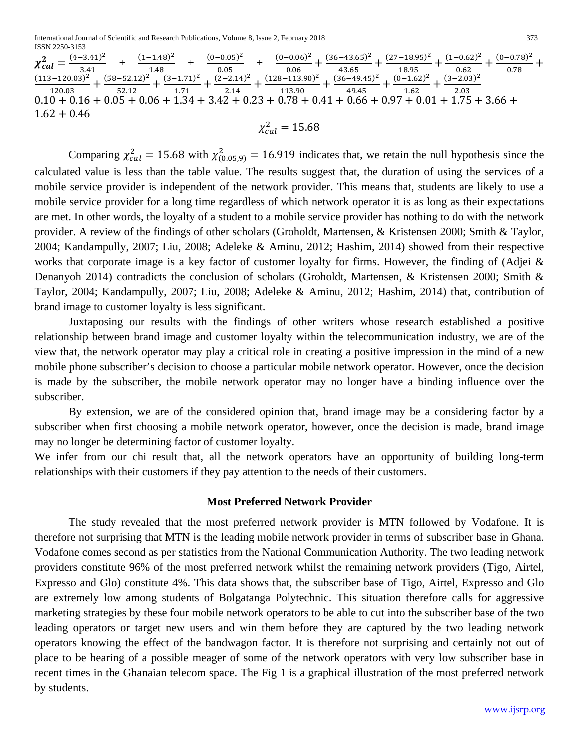$$\chi^2_{cal} = \frac{(4-3.41)^2}{3.41} + \frac{(1-1.48)^2}{1.48} + \frac{(0-0.05)^2}{0.05} + \frac{(0-0.06)^2}{0.06} + \frac{(36-43.65)^2}{43.65} + \frac{(27-18.95)^2}{18.95} + \frac{(1-0.62)^2}{0.62} + \frac{(0-0.78)^2}{0.78} + \frac{(113-120.03)^2}{120.03} + \frac{(58-52.12)^2}{52.12} + \frac{(3-1.71)^2}{1.71} + \frac{(2-2.14)^2}{2.14} + \frac{(128-113.90)^2}{113.90} + \frac{(36-49.45)^2}{49.45} + \frac{(0-1.62)^2}{1.62} + \frac{(3-2.03)^2}{2.03}$$

$$0.10 + 0.16 + 0.05 + 0.06 + 1.34 + 3.42 + 0.23 + 0.78 + 0.41 + 0.66 + 0.97 + 0.01 + 1.75 + 3.66 + 1.62 + 0.46$$

$$\chi^2_{cal} = 15.68$$

Comparing $\chi^2_{cal} = 15.68$ with $\chi^2_{(0.05,9)} = 16.919$ indicates that, we retain the null hypothesis since the calculated value is less than the table value. The results suggest that, the duration of using the services of a mobile service provider is independent of the network provider. This means that, students are likely to use a mobile service provider for a long time regardless of which network operator it is as long as their expectations are met. In other words, the loyalty of a student to a mobile service provider has nothing to do with the network provider. A review of the findings of other scholars (Groholdt, Martensen, & Kristensen 2000; Smith & Taylor, 2004; Kandampully, 2007; Liu, 2008; Adeleke & Aminu, 2012; Hashim, 2014) showed from their respective works that corporate image is a key factor of customer loyalty for firms. However, the finding of (Adjei & Denanyoh 2014) contradicts the conclusion of scholars (Groholdt, Martensen, & Kristensen 2000; Smith & Taylor, 2004; Kandampully, 2007; Liu, 2008; Adeleke & Aminu, 2012; Hashim, 2014) that, contribution of brand image to customer loyalty is less significant.

Juxtaposing our results with the findings of other writers whose research established a positive relationship between brand image and customer loyalty within the telecommunication industry, we are of the view that, the network operator may play a critical role in creating a positive impression in the mind of a new mobile phone subscriber's decision to choose a particular mobile network operator. However, once the decision is made by the subscriber, the mobile network operator may no longer have a binding influence over the subscriber.

By extension, we are of the considered opinion that, brand image may be a considering factor by a subscriber when first choosing a mobile network operator, however, once the decision is made, brand image may no longer be determining factor of customer loyalty.

We infer from our chi result that, all the network operators have an opportunity of building long-term relationships with their customers if they pay attention to the needs of their customers.

## Most Preferred Network Provider

The study revealed that the most preferred network provider is MTN followed by Vodafone. It is therefore not surprising that MTN is the leading mobile network provider in terms of subscriber base in Ghana. Vodafone comes second as per statistics from the National Communication Authority. The two leading network providers constitute 96% of the most preferred network whilst the remaining network providers (Tigo, Airtel, Expresso and Glo) constitute 4%. This data shows that, the subscriber base of Tigo, Airtel, Expresso and Glo are extremely low among students of Bolgatanga Polytechnic. This situation therefore calls for aggressive marketing strategies by these four mobile network operators to be able to cut into the subscriber base of the two leading operators or target new users and win them before they are captured by the two leading network operators knowing the effect of the bandwagon factor. It is therefore not surprising and certainly not out of place to be hearing of a possible meager of some of the network operators with very low subscriber base in recent times in the Ghanaian telecom space. The Fig 1 is a graphical illustration of the most preferred network by students.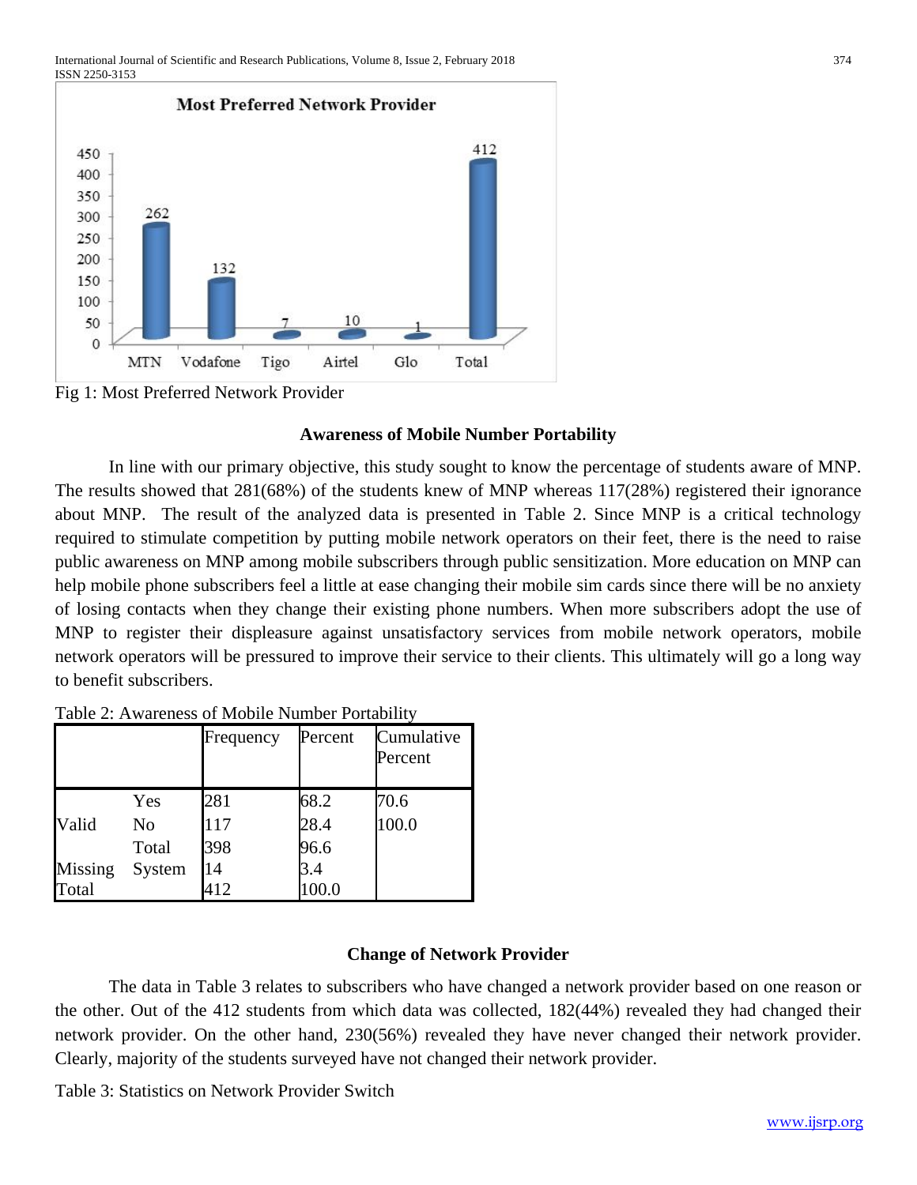Fig 1: Most Preferred Network Provider

### Awareness of Mobile Number Portability

In line with our primary objective, this study sought to know the percentage of students aware of MNP. The results showed that 281(68%) of the students knew of MNP whereas 117(28%) registered their ignorance about MNP. The result of the analyzed data is presented in Table 2. Since MNP is a critical technology required to stimulate competition by putting mobile network operators on their feet, there is the need to raise public awareness on MNP among mobile subscribers through public sensitization. More education on MNP can help mobile phone subscribers feel a little at ease changing their mobile sim cards since there will be no anxiety of losing contacts when they change their existing phone numbers. When more subscribers adopt the use of MNP to register their displeasure against unsatisfactory services from mobile network operators, mobile network operators will be pressured to improve their service to their clients. This ultimately will go a long way to benefit subscribers.

Table 2: Awareness of Mobile Number Portability

| | | Frequency | Percent | Cumulative Percent |
|---|---|---|---|---|
| Valid | Yes | 281 | 68.2 | 70.6 |
| | No | 117 | 28.4 | 100.0 |
| | Total | 398 | 96.6 | |
| Missing | System | 14 | 3.4 | |
| Total | | 412 | 100.0 | |

### Change of Network Provider

The data in Table 3 relates to subscribers who have changed a network provider based on one reason or the other. Out of the 412 students from which data was collected, 182(44%) revealed they had changed their network provider. On the other hand, 230(56%) revealed they have never changed their network provider. Clearly, majority of the students surveyed have not changed their network provider.

Table 3: Statistics on Network Provider Switch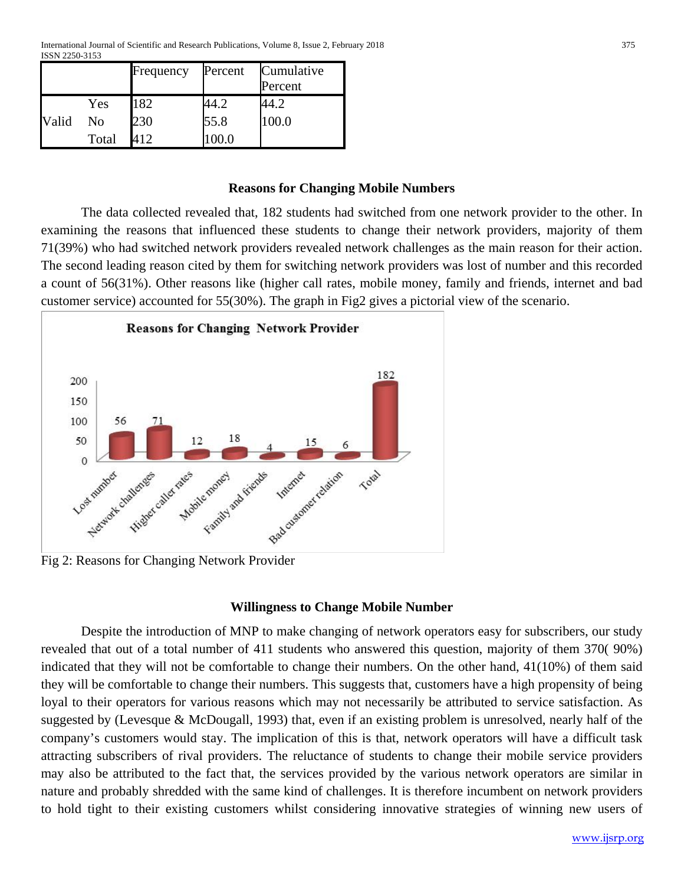| | | Frequency | Percent | Cumulative Percent |
|---|---|---|---|---|
| Valid | Yes | 182 | 44.2 | 44.2 |
| | No | 230 | 55.8 | 100.0 |
| | Total | 412 | 100.0 | |

### Reasons for Changing Mobile Numbers

The data collected revealed that, 182 students had switched from one network provider to the other. In examining the reasons that influenced these students to change their network providers, majority of them 71(39%) who had switched network providers revealed network challenges as the main reason for their action. The second leading reason cited by them for switching network providers was lost of number and this recorded a count of 56(31%). Other reasons like (higher call rates, mobile money, family and friends, internet and bad customer service) accounted for 55(30%). The graph in Fig2 gives a pictorial view of the scenario.

Fig 2: Reasons for Changing Network Provider

### Willingness to Change Mobile Number

Despite the introduction of MNP to make changing of network operators easy for subscribers, our study revealed that out of a total number of 411 students who answered this question, majority of them 370( 90%) indicated that they will not be comfortable to change their numbers. On the other hand, 41(10%) of them said they will be comfortable to change their numbers. This suggests that, customers have a high propensity of being loyal to their operators for various reasons which may not necessarily be attributed to service satisfaction. As suggested by (Levesque & McDougall, 1993) that, even if an existing problem is unresolved, nearly half of the company's customers would stay. The implication of this is that, network operators will have a difficult task attracting subscribers of rival providers. The reluctance of students to change their mobile service providers may also be attributed to the fact that, the services provided by the various network operators are similar in nature and probably shredded with the same kind of challenges. It is therefore incumbent on network providers to hold tight to their existing customers whilst considering innovative strategies of winning new users of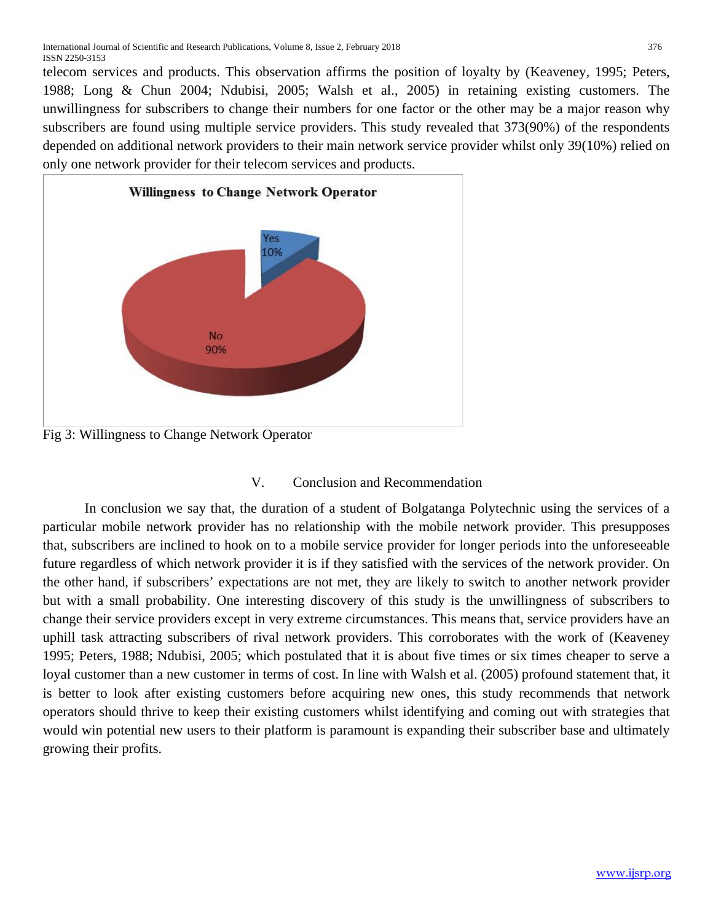telecom services and products. This observation affirms the position of loyalty by (Keaveney, 1995; Peters, 1988; Long & Chun 2004; Ndubisi, 2005; Walsh et al., 2005) in retaining existing customers. The unwillingness for subscribers to change their numbers for one factor or the other may be a major reason why subscribers are found using multiple service providers. This study revealed that 373(90%) of the respondents depended on additional network providers to their main network service provider whilst only 39(10%) relied on only one network provider for their telecom services and products.

Fig 3: Willingness to Change Network Operator

## V. Conclusion and Recommendation

In conclusion we say that, the duration of a student of Bolgatanga Polytechnic using the services of a particular mobile network provider has no relationship with the mobile network provider. This presupposes that, subscribers are inclined to hook on to a mobile service provider for longer periods into the unforeseeable future regardless of which network provider it is if they satisfied with the services of the network provider. On the other hand, if subscribers' expectations are not met, they are likely to switch to another network provider but with a small probability. One interesting discovery of this study is the unwillingness of subscribers to change their service providers except in very extreme circumstances. This means that, service providers have an uphill task attracting subscribers of rival network providers. This corroborates with the work of (Keaveney 1995; Peters, 1988; Ndubisi, 2005; which postulated that it is about five times or six times cheaper to serve a loyal customer than a new customer in terms of cost. In line with Walsh et al. (2005) profound statement that, it is better to look after existing customers before acquiring new ones, this study recommends that network operators should thrive to keep their existing customers whilst identifying and coming out with strategies that would win potential new users to their platform is paramount is expanding their subscriber base and ultimately growing their profits.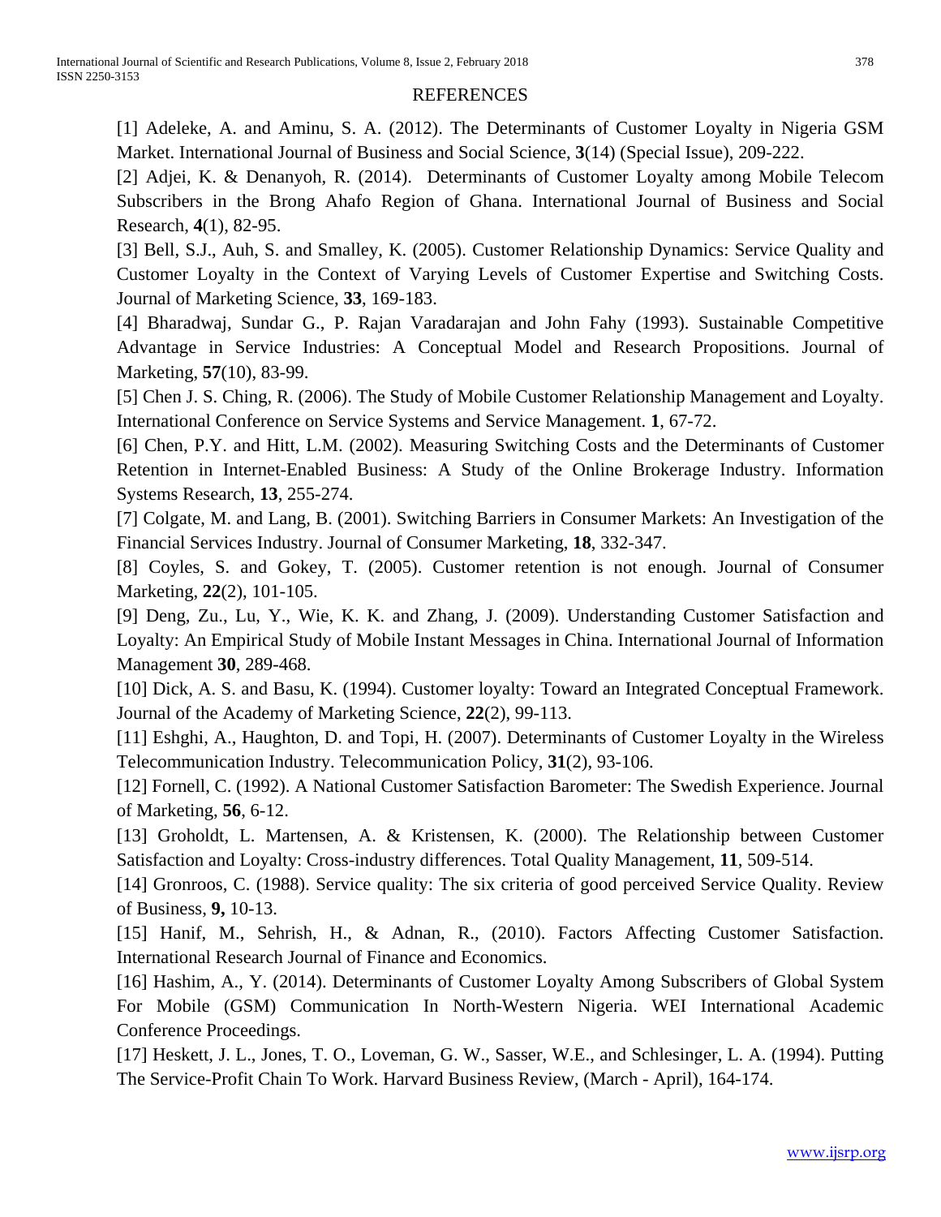## REFERENCES

[1] Adeleke, A. and Aminu, S. A. (2012). The Determinants of Customer Loyalty in Nigeria GSM Market. International Journal of Business and Social Science, **3**(14) (Special Issue), 209-222.

[2] Adjei, K. & Denanyoh, R. (2014). Determinants of Customer Loyalty among Mobile Telecom Subscribers in the Brong Ahafo Region of Ghana. International Journal of Business and Social Research, **4**(1), 82-95.

[3] Bell, S.J., Auh, S. and Smalley, K. (2005). Customer Relationship Dynamics: Service Quality and Customer Loyalty in the Context of Varying Levels of Customer Expertise and Switching Costs. Journal of Marketing Science, **33**, 169-183.

[4] Bharadwaj, Sundar G., P. Rajan Varadarajan and John Fahy (1993). Sustainable Competitive Advantage in Service Industries: A Conceptual Model and Research Propositions. Journal of Marketing, **57**(10), 83-99.

[5] Chen J. S. Ching, R. (2006). The Study of Mobile Customer Relationship Management and Loyalty. International Conference on Service Systems and Service Management. **1**, 67-72.

[6] Chen, P.Y. and Hitt, L.M. (2002). Measuring Switching Costs and the Determinants of Customer Retention in Internet-Enabled Business: A Study of the Online Brokerage Industry. Information Systems Research, **13**, 255-274.

[7] Colgate, M. and Lang, B. (2001). Switching Barriers in Consumer Markets: An Investigation of the Financial Services Industry. Journal of Consumer Marketing, **18**, 332-347.

[8] Coyles, S. and Gokey, T. (2005). Customer retention is not enough. Journal of Consumer Marketing, **22**(2), 101-105.

[9] Deng, Zu., Lu, Y., Wie, K. K. and Zhang, J. (2009). Understanding Customer Satisfaction and Loyalty: An Empirical Study of Mobile Instant Messages in China. International Journal of Information Management **30**, 289-468.

[10] Dick, A. S. and Basu, K. (1994). Customer loyalty: Toward an Integrated Conceptual Framework. Journal of the Academy of Marketing Science, **22**(2), 99-113.

[11] Eshghi, A., Haughton, D. and Topi, H. (2007). Determinants of Customer Loyalty in the Wireless Telecommunication Industry. Telecommunication Policy, **31**(2), 93-106.

[12] Fornell, C. (1992). A National Customer Satisfaction Barometer: The Swedish Experience. Journal of Marketing, **56**, 6-12.

[13] Groholdt, L. Martensen, A. & Kristensen, K. (2000). The Relationship between Customer Satisfaction and Loyalty: Cross-industry differences. Total Quality Management, **11**, 509-514.

[14] Gronroos, C. (1988). Service quality: The six criteria of good perceived Service Quality. Review of Business, **9,** 10-13.

[15] Hanif, M., Sehrish, H., & Adnan, R., (2010). Factors Affecting Customer Satisfaction. International Research Journal of Finance and Economics.

[16] Hashim, A., Y. (2014). Determinants of Customer Loyalty Among Subscribers of Global System For Mobile (GSM) Communication In North-Western Nigeria. WEI International Academic Conference Proceedings.

[17] Heskett, J. L., Jones, T. O., Loveman, G. W., Sasser, W.E., and Schlesinger, L. A. (1994). Putting The Service-Profit Chain To Work. Harvard Business Review, (March - April), 164-174.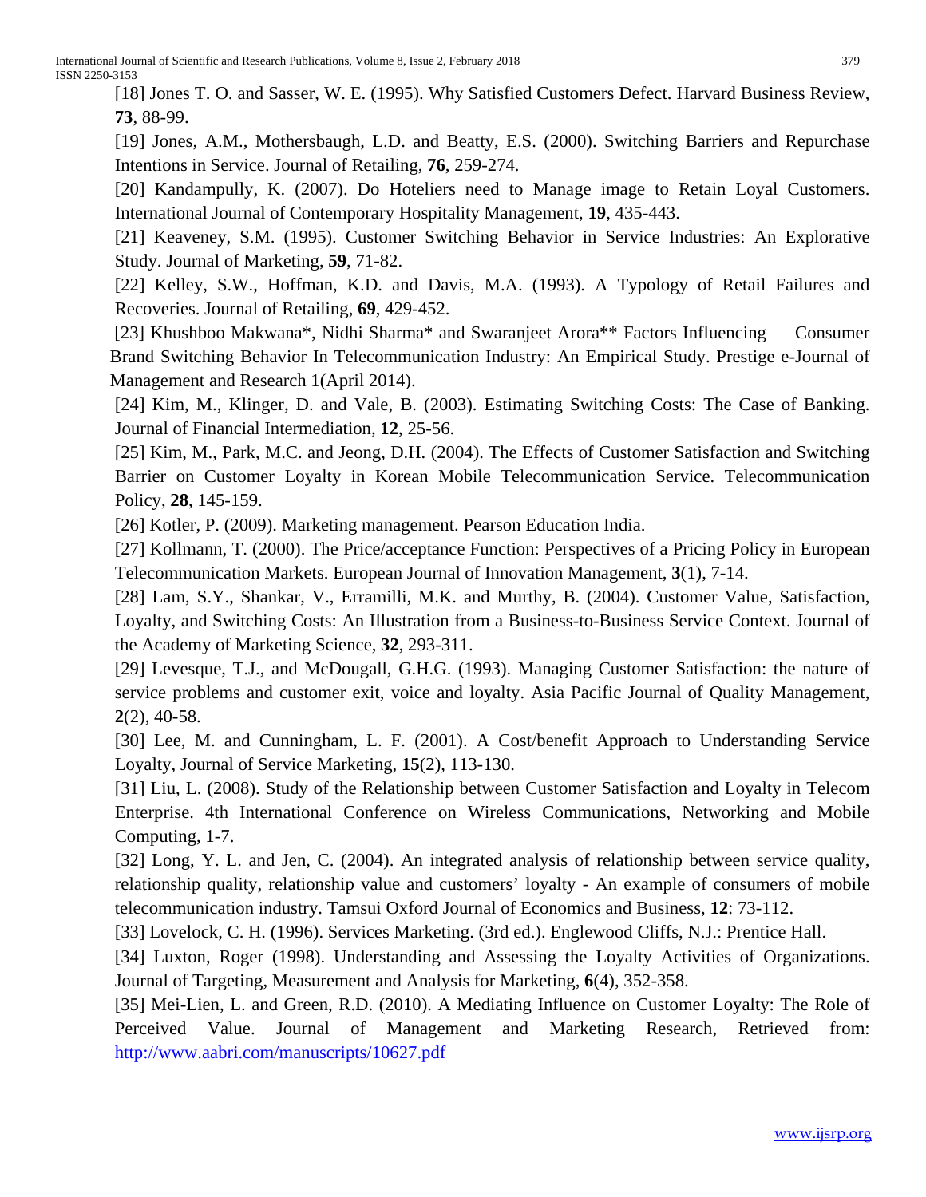[18] Jones T. O. and Sasser, W. E. (1995). Why Satisfied Customers Defect. Harvard Business Review, **73**, 88-99.

[19] Jones, A.M., Mothersbaugh, L.D. and Beatty, E.S. (2000). Switching Barriers and Repurchase Intentions in Service. Journal of Retailing, **76**, 259-274.

[20] Kandampully, K. (2007). Do Hoteliers need to Manage image to Retain Loyal Customers. International Journal of Contemporary Hospitality Management, **19**, 435-443.

[21] Keaveney, S.M. (1995). Customer Switching Behavior in Service Industries: An Explorative Study. Journal of Marketing, **59**, 71-82.

[22] Kelley, S.W., Hoffman, K.D. and Davis, M.A. (1993). A Typology of Retail Failures and Recoveries. Journal of Retailing, **69**, 429-452.

[23] Khushboo Makwana*, Nidhi Sharma* and Swaranjeet Arora** Factors Influencing Consumer Brand Switching Behavior In Telecommunication Industry: An Empirical Study. Prestige e-Journal of Management and Research 1(April 2014).

[24] Kim, M., Klinger, D. and Vale, B. (2003). Estimating Switching Costs: The Case of Banking. Journal of Financial Intermediation, **12**, 25-56.

[25] Kim, M., Park, M.C. and Jeong, D.H. (2004). The Effects of Customer Satisfaction and Switching Barrier on Customer Loyalty in Korean Mobile Telecommunication Service. Telecommunication Policy, **28**, 145-159.

[26] Kotler, P. (2009). Marketing management. Pearson Education India.

[27] Kollmann, T. (2000). The Price/acceptance Function: Perspectives of a Pricing Policy in European Telecommunication Markets. European Journal of Innovation Management, **3**(1), 7-14.

[28] Lam, S.Y., Shankar, V., Erramilli, M.K. and Murthy, B. (2004). Customer Value, Satisfaction, Loyalty, and Switching Costs: An Illustration from a Business-to-Business Service Context. Journal of the Academy of Marketing Science, **32**, 293-311.

[29] Levesque, T.J., and McDougall, G.H.G. (1993). Managing Customer Satisfaction: the nature of service problems and customer exit, voice and loyalty. Asia Pacific Journal of Quality Management, **2**(2), 40-58.

[30] Lee, M. and Cunningham, L. F. (2001). A Cost/benefit Approach to Understanding Service Loyalty, Journal of Service Marketing, **15**(2), 113-130.

[31] Liu, L. (2008). Study of the Relationship between Customer Satisfaction and Loyalty in Telecom Enterprise. 4th International Conference on Wireless Communications, Networking and Mobile Computing, 1-7.

[32] Long, Y. L. and Jen, C. (2004). An integrated analysis of relationship between service quality, relationship quality, relationship value and customers' loyalty - An example of consumers of mobile telecommunication industry. Tamsui Oxford Journal of Economics and Business, **12**: 73-112.

[33] Lovelock, C. H. (1996). Services Marketing. (3rd ed.). Englewood Cliffs, N.J.: Prentice Hall.

[34] Luxton, Roger (1998). Understanding and Assessing the Loyalty Activities of Organizations. Journal of Targeting, Measurement and Analysis for Marketing, **6**(4), 352-358.

[35] Mei-Lien, L. and Green, R.D. (2010). A Mediating Influence on Customer Loyalty: The Role of Perceived Value. Journal of Management and Marketing Research, Retrieved from: http://www.aabri.com/manuscripts/10627.pdf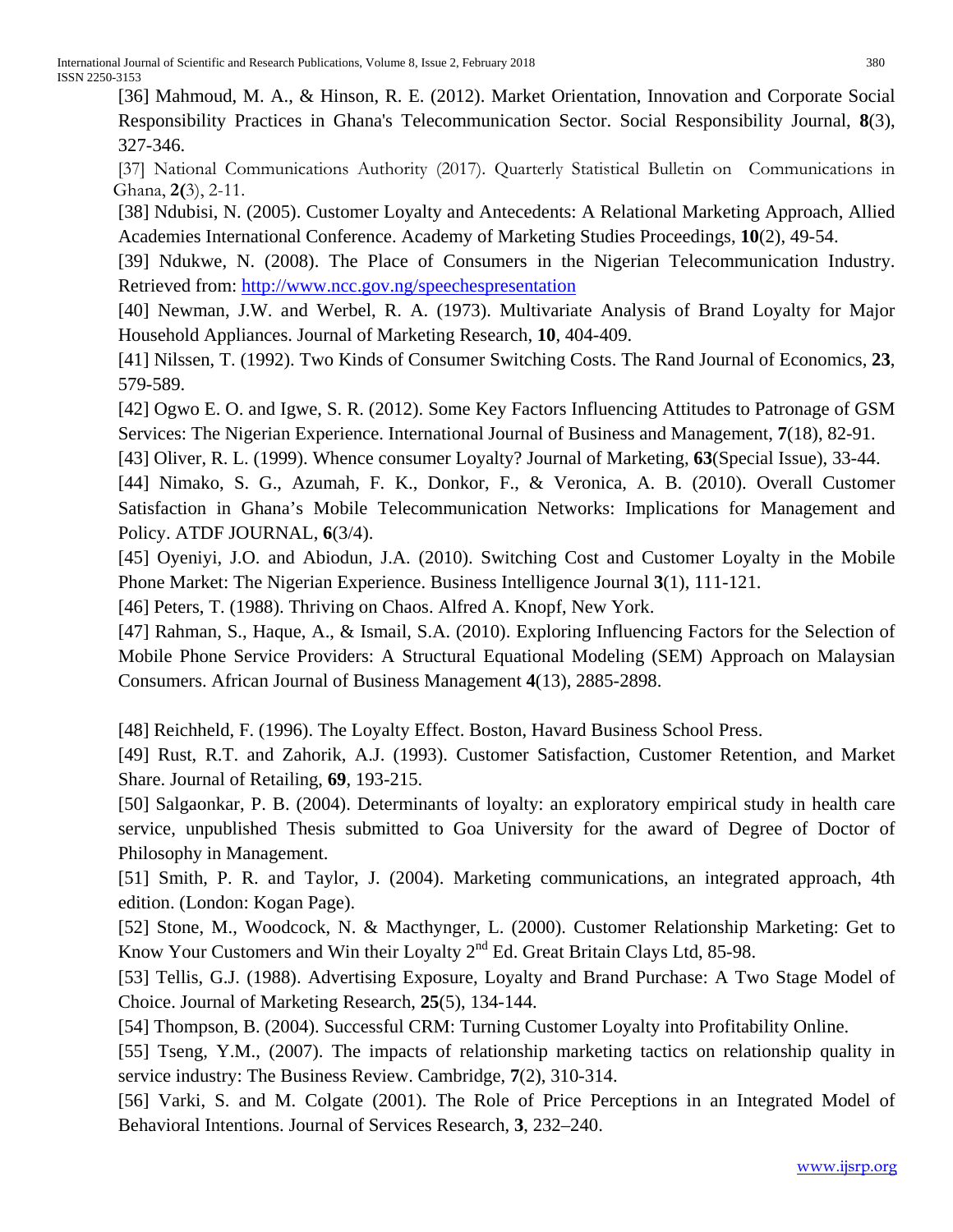[36] Mahmoud, M. A., & Hinson, R. E. (2012). Market Orientation, Innovation and Corporate Social Responsibility Practices in Ghana's Telecommunication Sector. Social Responsibility Journal, **8**(3), 327-346.

[37] National Communications Authority (2017). Quarterly Statistical Bulletin on Communications in Ghana, **2(**3), 2-11.

[38] Ndubisi, N. (2005). Customer Loyalty and Antecedents: A Relational Marketing Approach, Allied Academies International Conference. Academy of Marketing Studies Proceedings, **10**(2), 49-54.

[39] Ndukwe, N. (2008). The Place of Consumers in the Nigerian Telecommunication Industry. Retrieved from: http://www.ncc.gov.ng/speechespresentation

[40] Newman, J.W. and Werbel, R. A. (1973). Multivariate Analysis of Brand Loyalty for Major Household Appliances. Journal of Marketing Research, **10**, 404-409.

[41] Nilssen, T. (1992). Two Kinds of Consumer Switching Costs. The Rand Journal of Economics, **23**, 579-589.

[42] Ogwo E. O. and Igwe, S. R. (2012). Some Key Factors Influencing Attitudes to Patronage of GSM Services: The Nigerian Experience. International Journal of Business and Management, **7**(18), 82-91.

[43] Oliver, R. L. (1999). Whence consumer Loyalty? Journal of Marketing, **63**(Special Issue), 33-44.

[44] Nimako, S. G., Azumah, F. K., Donkor, F., & Veronica, A. B. (2010). Overall Customer Satisfaction in Ghana's Mobile Telecommunication Networks: Implications for Management and Policy. ATDF JOURNAL, **6**(3/4).

[45] Oyeniyi, J.O. and Abiodun, J.A. (2010). Switching Cost and Customer Loyalty in the Mobile Phone Market: The Nigerian Experience. Business Intelligence Journal **3**(1), 111-121.

[46] Peters, T. (1988). Thriving on Chaos. Alfred A. Knopf, New York.

[47] Rahman, S., Haque, A., & Ismail, S.A. (2010). Exploring Influencing Factors for the Selection of Mobile Phone Service Providers: A Structural Equational Modeling (SEM) Approach on Malaysian Consumers. African Journal of Business Management **4**(13), 2885-2898.

[48] Reichheld, F. (1996). The Loyalty Effect. Boston, Havard Business School Press.

[49] Rust, R.T. and Zahorik, A.J. (1993). Customer Satisfaction, Customer Retention, and Market Share. Journal of Retailing, **69**, 193-215.

[50] Salgaonkar, P. B. (2004). Determinants of loyalty: an exploratory empirical study in health care service, unpublished Thesis submitted to Goa University for the award of Degree of Doctor of Philosophy in Management.

[51] Smith, P. R. and Taylor, J. (2004). Marketing communications, an integrated approach, 4th edition. (London: Kogan Page).

[52] Stone, M., Woodcock, N. & Macthynger, L. (2000). Customer Relationship Marketing: Get to Know Your Customers and Win their Loyalty 2nd Ed. Great Britain Clays Ltd, 85-98.

[53] Tellis, G.J. (1988). Advertising Exposure, Loyalty and Brand Purchase: A Two Stage Model of Choice. Journal of Marketing Research, **25**(5), 134-144.

[54] Thompson, B. (2004). Successful CRM: Turning Customer Loyalty into Profitability Online.

[55] Tseng, Y.M., (2007). The impacts of relationship marketing tactics on relationship quality in service industry: The Business Review. Cambridge, **7**(2), 310-314.

[56] Varki, S. and M. Colgate (2001). The Role of Price Perceptions in an Integrated Model of Behavioral Intentions. Journal of Services Research, **3**, 232–240.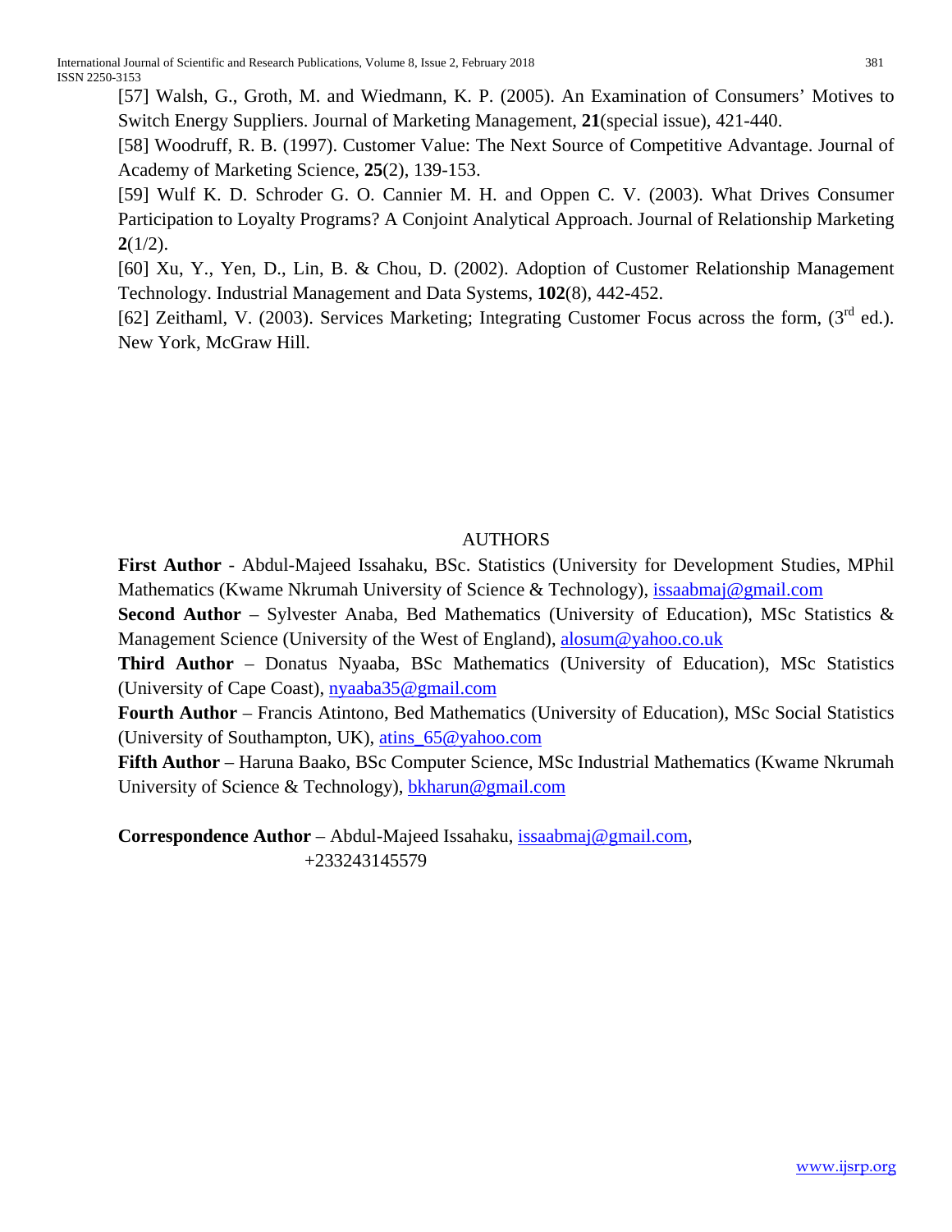[57] Walsh, G., Groth, M. and Wiedmann, K. P. (2005). An Examination of Consumers' Motives to Switch Energy Suppliers. Journal of Marketing Management, **21**(special issue), 421-440.

[58] Woodruff, R. B. (1997). Customer Value: The Next Source of Competitive Advantage. Journal of Academy of Marketing Science, **25**(2), 139-153.

[59] Wulf K. D. Schroder G. O. Cannier M. H. and Oppen C. V. (2003). What Drives Consumer Participation to Loyalty Programs? A Conjoint Analytical Approach. Journal of Relationship Marketing **2**(1/2).

[60] Xu, Y., Yen, D., Lin, B. & Chou, D. (2002). Adoption of Customer Relationship Management Technology. Industrial Management and Data Systems, **102**(8), 442-452.

[62] Zeithaml, V. (2003). Services Marketing; Integrating Customer Focus across the form, (3rd ed.). New York, McGraw Hill.

## AUTHORS

**First Author** - Abdul-Majeed Issahaku, BSc. Statistics (University for Development Studies, MPhil Mathematics (Kwame Nkrumah University of Science & Technology), issaabmaj@gmail.com

**Second Author** – Sylvester Anaba, Bed Mathematics (University of Education), MSc Statistics & Management Science (University of the West of England), alosum@yahoo.co.uk

**Third Author** – Donatus Nyaaba, BSc Mathematics (University of Education), MSc Statistics (University of Cape Coast), nyaaba35@gmail.com

**Fourth Author** – Francis Atintono, Bed Mathematics (University of Education), MSc Social Statistics (University of Southampton, UK), atins_65@yahoo.com

**Fifth Author** – Haruna Baako, BSc Computer Science, MSc Industrial Mathematics (Kwame Nkrumah University of Science & Technology), bkharun@gmail.com

**Correspondence Author** – Abdul-Majeed Issahaku, issaabmaj@gmail.com, +233243145579